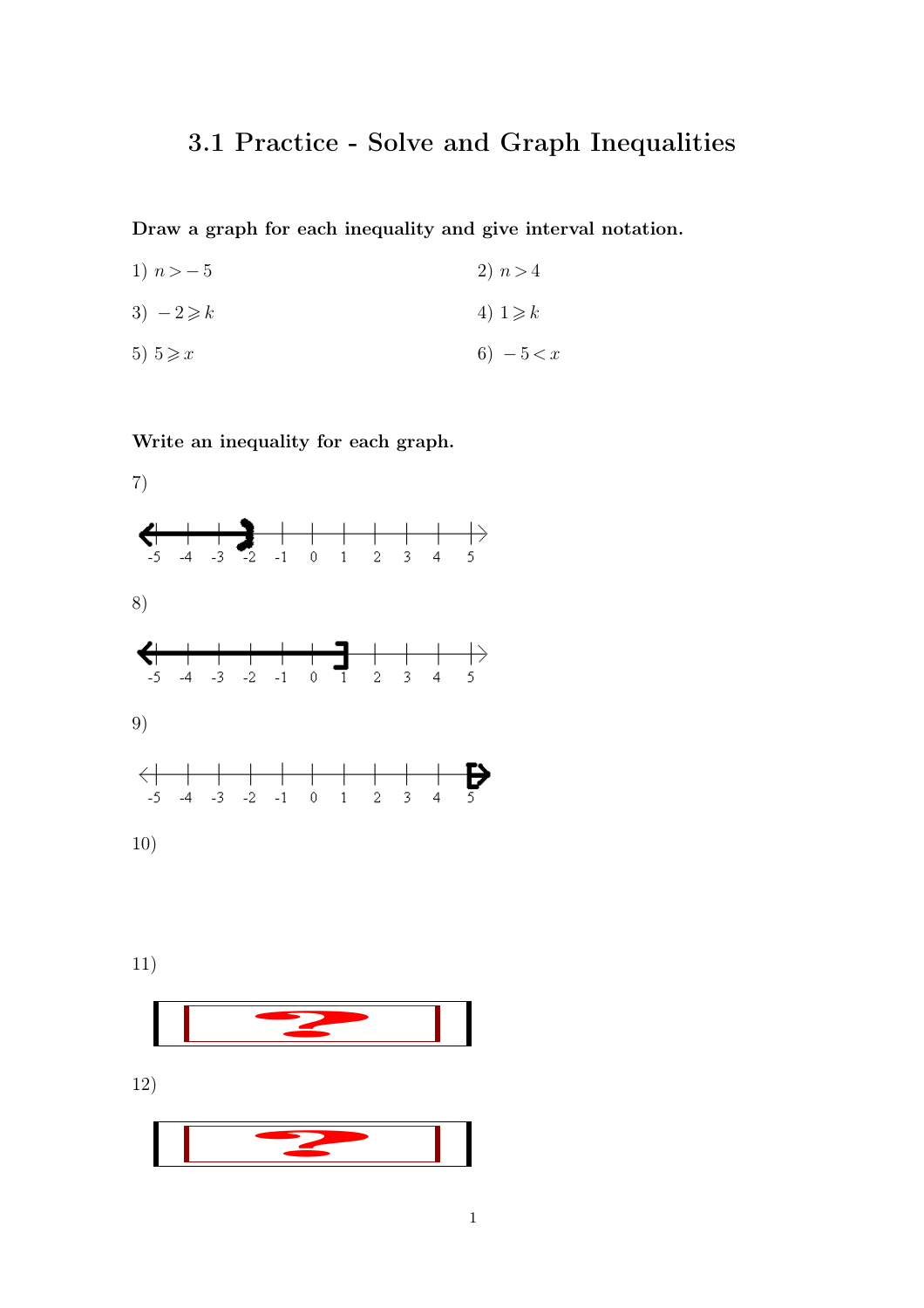# 3.1 Practice - Solve and Graph Inequalities

**Draw a graph for each inequality and give interval notation.**

1) $n > -5$

2) $n > 4$

3) $-2 \geqslant k$

4) $1 \geqslant k$

5) $5 \geqslant x$

6) $-5 < x$

**Write an inequality for each graph.**

7)

-5 -4 -3 -2 -1 0 1 2 3 4 5

8)

-5 -4 -3 -2 -1 0 1 2 3 4 5

9)

-5 -4 -3 -2 -1 0 1 2 3 4 5

10)

11)

12)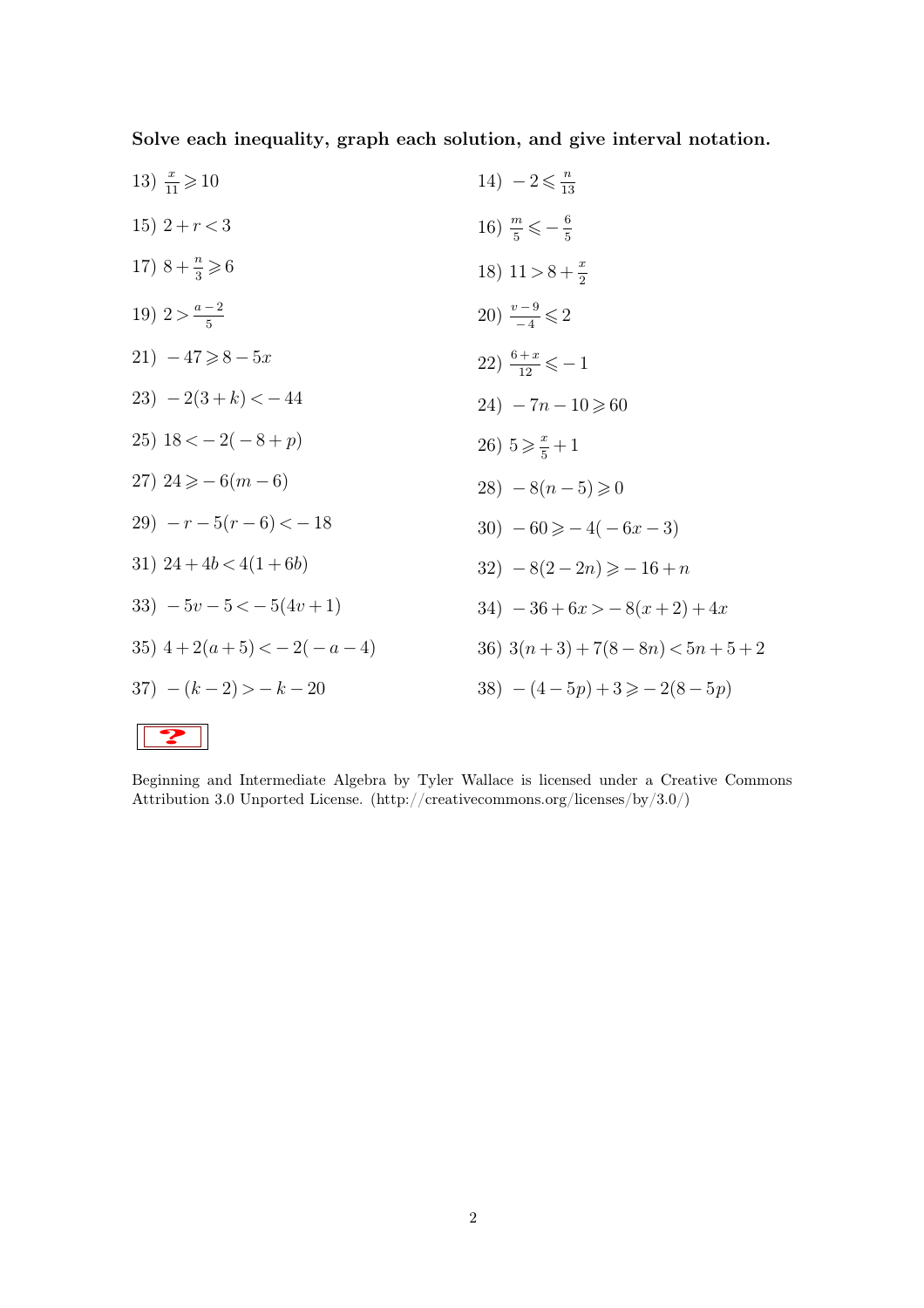**Solve each inequality, graph each solution, and give interval notation.**

13) $\frac{x}{11} \geqslant 10$

14) $-2 \leqslant \frac{n}{13}$

15) $2 + r < 3$

16) $\frac{m}{5} \leqslant -\frac{6}{5}$

17) $8 + \frac{n}{3} \geqslant 6$

18) $11 > 8 + \frac{x}{2}$

19) $2 > \frac{a-2}{5}$

20) $\frac{v-9}{-4} \leqslant 2$

21) $-47 \geqslant 8 - 5x$

22) $\frac{6+x}{12} \leqslant -1$

23) $-2(3+k) < -44$

24) $-7n - 10 \geqslant 60$

25) $18 < -2(-8+p)$

26) $5 \geqslant \frac{x}{5} + 1$

27) $24 \geqslant -6(m-6)$

28) $-8(n-5) \geqslant 0$

29) $-r - 5(r-6) < -18$

30) $-60 \geqslant -4(-6x-3)$

31) $24 + 4b < 4(1+6b)$

32) $-8(2-2n) \geqslant -16 + n$

33) $-5v - 5 < -5(4v+1)$

34) $-36 + 6x > -8(x+2) + 4x$

35) $4 + 2(a+5) < -2(-a-4)$

36) $3(n+3) + 7(8-8n) < 5n + 5 + 2$

37) $-(k-2) > -k - 20$

38) $-(4-5p) + 3 \geqslant -2(8-5p)$

Beginning and Intermediate Algebra by Tyler Wallace is licensed under a Creative Commons Attribution 3.0 Unported License. (http://creativecommons.org/licenses/by/3.0/)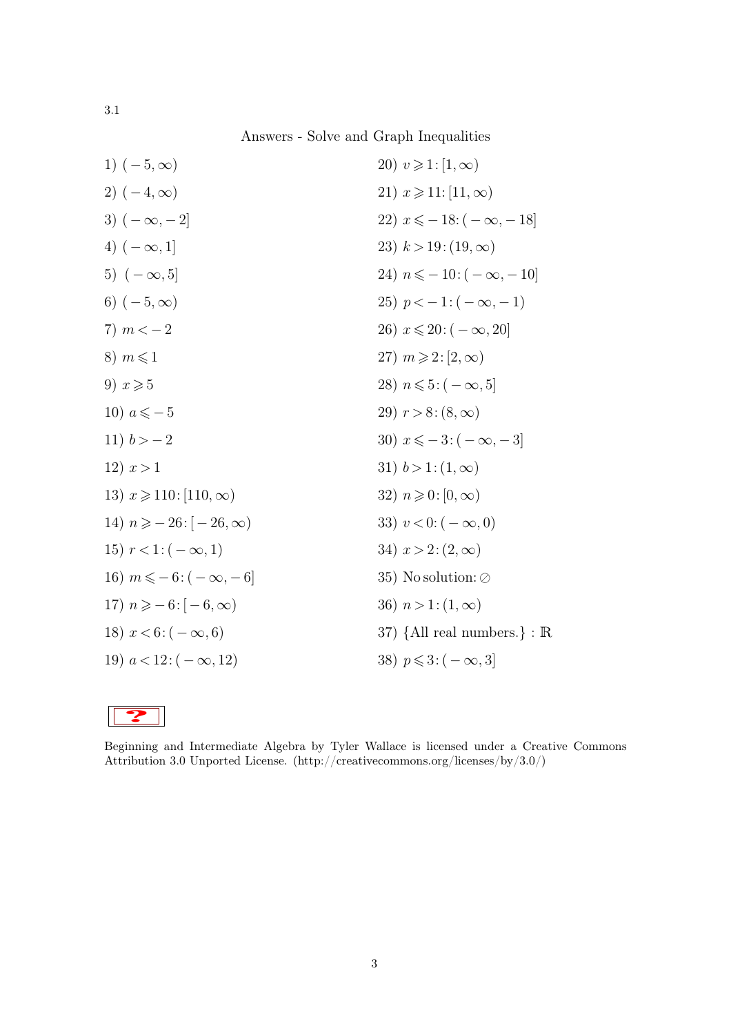3.1

## Answers - Solve and Graph Inequalities

1) $(-5, \infty)$

2) $(-4, \infty)$

3) $(-\infty, -2]$

4) $(-\infty, 1]$

5) $(-\infty, 5]$

6) $(-5, \infty)$

7) $m < -2$

8) $m \leqslant 1$

9) $x \geqslant 5$

10) $a \leqslant -5$

11) $b > -2$

12) $x > 1$

13) $x \geqslant 110 : [110, \infty)$

14) $n \geqslant -26 : [-26, \infty)$

15) $r < 1 : (-\infty, 1)$

16) $m \leqslant -6 : (-\infty, -6]$

17) $n \geqslant -6 : [-6, \infty)$

18) $x < 6 : (-\infty, 6)$

19) $a < 12 : (-\infty, 12)$

20) $v \geqslant 1 : [1, \infty)$

21) $x \geqslant 11 : [11, \infty)$

22) $x \leqslant -18 : (-\infty, -18]$

23) $k > 19 : (19, \infty)$

24) $n \leqslant -10 : (-\infty, -10]$

25) $p < -1 : (-\infty, -1)$

26) $x \leqslant 20 : (-\infty, 20]$

27) $m \geqslant 2 : [2, \infty)$

28) $n \leqslant 5 : (-\infty, 5]$

29) $r > 8 : (8, \infty)$

30) $x \leqslant -3 : (-\infty, -3]$

31) $b > 1 : (1, \infty)$

32) $n \geqslant 0 : [0, \infty)$

33) $v < 0 : (-\infty, 0)$

34) $x > 2 : (2, \infty)$

35) No solution: $\oslash$

36) $n > 1 : (1, \infty)$

37) {All real numbers.} : $\mathbb{R}$

38) $p \leqslant 3 : (-\infty, 3]$

Beginning and Intermediate Algebra by Tyler Wallace is licensed under a Creative Commons Attribution 3.0 Unported License. (http://creativecommons.org/licenses/by/3.0/)